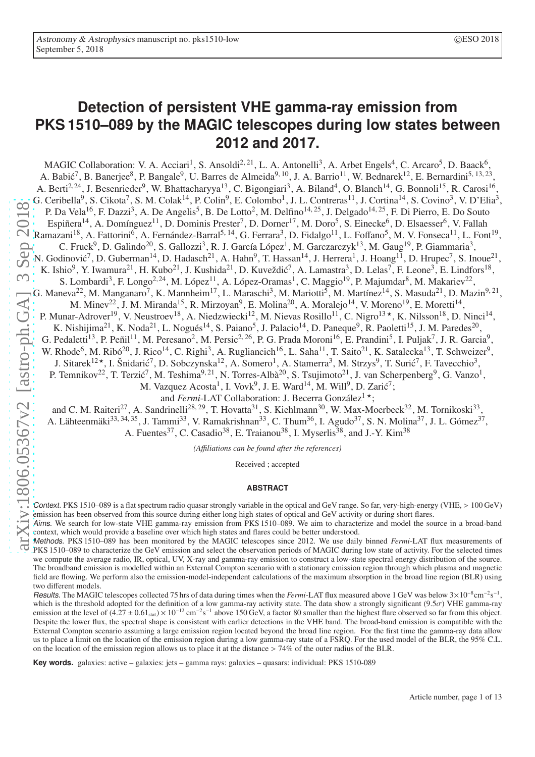# Detection of persistent VHE gamma-ray emission from PKS 1510–089 by the MAGIC telescopes during low states between 2012 and 2017.

MAGIC Collaboration: V. A. Acciari[1], S. Ansoldi[2,21], L. A. Antonelli[3], A. Arbet Engels[4], C. Arcaro[5], D. Baack[6], A. Babić[7], B. Banerjee[8], P. Bangale[9], U. Barres de Almeida[9,10], J. A. Barrio[11], W. Bednarek[12], E. Bernardini[5,13,23], A. Berti[2,24], J. Besenrieder[9], W. Bhattacharyya[13], C. Bigongiari[3], A. Biland[4], O. Blanch[14], G. Bonnoli[15], R. Carosi[16], G. Ceribella[9], S. Cikota[7], S. M. Colak[14], P. Colin[9], E. Colombo[1], J. L. Contreras[11], J. Cortina[14], S. Covino[3], V. D'Elia[3], P. Da Vela[16], F. Dazzi[3], A. De Angelis[5], B. De Lotto[2], M. Delfino[14,25], J. Delgado[14,25], F. Di Pierro, E. Do Souto Espiñera[14], A. Domínguez[11], D. Dominis Prester[7], D. Dorner[17], M. Doro[5], S. Einecke[6], D. Elsaesser[6], V. Fallah Ramazani[18], A. Fattorini[6], A. Fernández-Barral[5,14], G. Ferrara[3], D. Fidalgo[11], L. Foffano[5], M. V. Fonseca[11], L. Font[19], C. Fruck[9], D. Galindo[20], S. Gallozzi[3], R. J. García López[1], M. Garczarczyk[13], M. Gaug[19], P. Giammaria[3], N. Godinović[7], D. Guberman[14], D. Hadasch[21], A. Hahn[9], T. Hassan[14], J. Herrera[1], J. Hoang[11], D. Hrupec[7], S. Inoue[21], K. Ishio[9], Y. Iwamura[21], H. Kubo[21], J. Kushida[21], D. Kuveždić[7], A. Lamastra[3], D. Lelas[7], F. Leone[3], E. Lindfors[18], S. Lombardi[3], F. Longo[2,24], M. López[11], A. López-Oramas[1], C. Maggio[19], P. Majumdar[8], M. Makariev[22], G. Maneva[22], M. Manganaro[7], K. Mannheim[17], L. Maraschi[3], M. Mariotti[5], M. Martínez[14], S. Masuda[21], D. Mazin[9,21], M. Minev[22], J. M. Miranda[15], R. Mirzoyan[9], E. Molina[20], A. Moralejo[14], V. Moreno[19], E. Moretti[14], P. Munar-Adrover[19], V. Neustroev[18], A. Niedzwiecki[12], M. Nievas Rosillo[11], C. Nigro[13]⋆, K. Nilsson[18], D. Ninci[14], K. Nishijima[21], K. Noda[21], L. Nogués[14], S. Paiano[5], J. Palacio[14], D. Paneque[9], R. Paoletti[15], J. M. Paredes[20], G. Pedaletti[13], P. Peñil[11], M. Peresano[2], M. Persic[2,26], P. G. Prada Moroni[16], E. Prandini[5], I. Puljak[7], J. R. Garcia[9], W. Rhode[6], M. Ribó[20], J. Rico[14], C. Righi[3], A. Rugliancich[16], L. Saha[11], T. Saito[21], K. Satalecka[13], T. Schweizer[9], J. Sitarek[12]⋆, I. Šnidarić[7], D. Sobczynska[12], A. Somero[1], A. Stamerra[3], M. Strzys[9], T. Surić[7], F. Tavecchio[3], P. Temnikov[22], T. Terzić[7], M. Teshima[9,21], N. Torres-Albà[20], S. Tsujimoto[21], J. van Scherpenberg[9], G. Vanzo[1], M. Vazquez Acosta[1], I. Vovk[9], J. E. Ward[14], M. Will[9], D. Zarić[7];
and *Fermi*-LAT Collaboration: J. Becerra González[1]⋆;
and C. M. Raiteri[27], A. Sandrinelli[28,29], T. Hovatta[31], S. Kiehlmann[30], W. Max-Moerbeck[32], M. Tornikoski[33], A. Lähteenmäki[33,34,35], J. Tammi[33], V. Ramakrishnan[33], C. Thum[36], I. Agudo[37], S. N. Molina[37], J. L. Gómez[37], A. Fuentes[37], C. Casadio[38], E. Traianou[38], I. Myserlis[38], and J.-Y. Kim[38]

*(Affiliations can be found after the references)*

Received ; accepted

**ABSTRACT**

*Context.* PKS 1510–089 is a flat spectrum radio quasar strongly variable in the optical and GeV range. So far, very-high-energy (VHE, > 100 GeV) emission has been observed from this source during either long high states of optical and GeV activity or during short flares.

*Aims.* We search for low-state VHE gamma-ray emission from PKS 1510–089. We aim to characterize and model the source in a broad-band context, which would provide a baseline over which high states and flares could be better understood.

*Methods.* PKS 1510–089 has been monitored by the MAGIC telescopes since 2012. We use daily binned *Fermi*-LAT flux measurements of PKS 1510–089 to characterize the GeV emission and select the observation periods of MAGIC during low state of activity. For the selected times we compute the average radio, IR, optical, UV, X-ray and gamma-ray emission to construct a low-state spectral energy distribution of the source. The broadband emission is modelled within an External Compton scenario with a stationary emission region through which plasma and magnetic field are flowing. We perform also the emission-model-independent calculations of the maximum absorption in the broad line region (BLR) using two different models.

*Results.* The MAGIC telescopes collected 75 hrs of data during times when the *Fermi*-LAT flux measured above 1 GeV was below $3\times10^{-8}\mathrm{cm}^{-2}\mathrm{s}^{-1}$, which is the threshold adopted for the definition of a low gamma-ray activity state. The data show a strongly significant ($9.5\sigma$) VHE gamma-ray emission at the level of $(4.27 \pm 0.61_{\mathrm{stat}}) \times 10^{-12}\,\mathrm{cm}^{-2}\mathrm{s}^{-1}$ above 150 GeV, a factor 80 smaller than the highest flare observed so far from this object. Despite the lower flux, the spectral shape is consistent with earlier detections in the VHE band. The broad-band emission is compatible with the External Compton scenario assuming a large emission region located beyond the broad line region. For the first time the gamma-ray data allow us to place a limit on the location of the emission region during a low gamma-ray state of a FSRQ. For the used model of the BLR, the 95% C.L. on the location of the emission region allows us to place it at the distance > 74% of the outer radius of the BLR.

**Key words.** galaxies: active – galaxies: jets – gamma rays: galaxies – quasars: individual: PKS 1510-089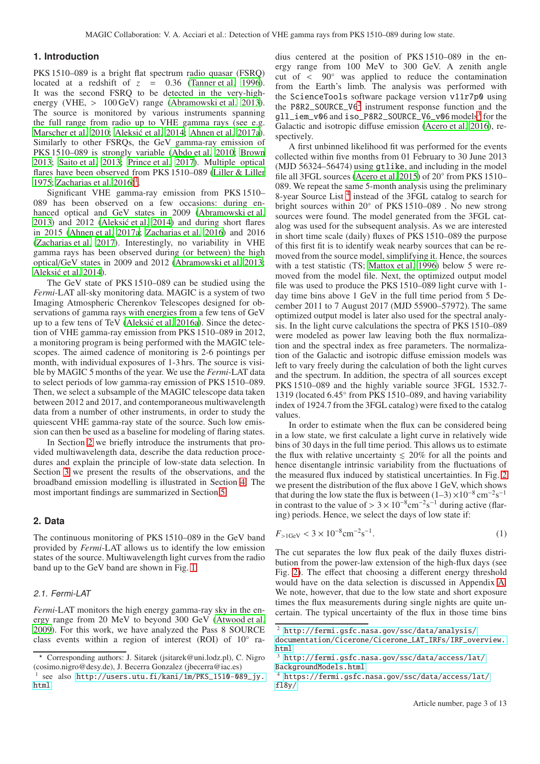## 1. Introduction

PKS 1510–089 is a bright flat spectrum radio quasar (FSRQ) located at a redshift of $z = 0.36$ (Tanner et al. 1996). It was the second FSRQ to be detected in the very-high-energy (VHE, > 100 GeV) range (Abramowski et al. 2013). The source is monitored by various instruments spanning the full range from radio up to VHE gamma rays (see e.g. Marscher et al. 2010; Aleksić et al. 2014; Ahnen et al. 2017a). Similarly to other FSRQs, the GeV gamma-ray emission of PKS 1510–089 is strongly variable (Abdo et al. 2010; Brown 2013; Saito et al. 2013; Prince et al. 2017). Multiple optical flares have been observed from PKS 1510–089 (Liller & Liller 1975; Zacharias et al. 2016)[1].

Significant VHE gamma-ray emission from PKS 1510–089 has been observed on a few occasions: during enhanced optical and GeV states in 2009 (Abramowski et al. 2013) and 2012 (Aleksić et al. 2014) and during short flares in 2015 (Ahnen et al. 2017a; Zacharias et al. 2016) and 2016 (Zacharias et al. 2017). Interestingly, no variability in VHE gamma rays has been observed during (or between) the high optical/GeV states in 2009 and 2012 (Abramowski et al. 2013; Aleksić et al. 2014).

The GeV state of PKS 1510–089 can be studied using the *Fermi*-LAT all-sky monitoring data. MAGIC is a system of two Imaging Atmospheric Cherenkov Telescopes designed for observations of gamma rays with energies from a few tens of GeV up to a few tens of TeV (Aleksić et al. 2016a). Since the detection of VHE gamma-ray emission from PKS 1510–089 in 2012, a monitoring program is being performed with the MAGIC telescopes. The aimed cadence of monitoring is 2-6 pointings per month, with individual exposures of 1-3 hrs. The source is visible by MAGIC 5 months of the year. We use the *Fermi*-LAT data to select periods of low gamma-ray emission of PKS 1510–089. Then, we select a subsample of the MAGIC telescope data taken between 2012 and 2017, and contemporaneous multiwavelength data from a number of other instruments, in order to study the quiescent VHE gamma-ray state of the source. Such low emission can then be used as a baseline for modeling of flaring states.

In Section 2 we briefly introduce the instruments that provided multiwavelength data, describe the data reduction procedures and explain the principle of low-state data selection. In Section 3 we present the results of the observations, and the broadband emission modelling is illustrated in Section 4. The most important findings are summarized in Section 5.

## 2. Data

The continuous monitoring of PKS 1510–089 in the GeV band provided by *Fermi*-LAT allows us to identify the low emission states of the source. Multiwavelength light curves from the radio band up to the GeV band are shown in Fig. 1.

### 2.1. Fermi-LAT

*Fermi*-LAT monitors the high energy gamma-ray sky in the energy range from 20 MeV to beyond 300 GeV (Atwood et al. 2009). For this work, we have analyzed the Pass 8 SOURCE class events within a region of interest (ROI) of 10° radius centered at the position of PKS 1510–089 in the energy range from 100 MeV to 300 GeV. A zenith angle cut of < 90° was applied to reduce the contamination from the Earth's limb. The analysis was performed with the `ScienceTools` software package version `v11r7p0` using the `P8R2_SOURCE_V6`[2] instrument response function and the `gll_iem_v06` and `iso_P8R2_SOURCE_V6_v06` models[3] for the Galactic and isotropic diffuse emission (Acero et al. 2016), respectively.

A first unbinned likelihood fit was performed for the events collected within five months from 01 February to 30 June 2013 (MJD 56324–56474) using `gtlike`, and including in the model file all 3FGL sources (Acero et al. 2015) of 20° from PKS 1510–089. We repeat the same 5-month analysis using the preliminary 8-year Source List [4] instead of the 3FGL catalog to search for bright sources within 20° of PKS 1510–089 . No new strong sources were found. The model generated from the 3FGL catalog was used for the subsequent analysis. As we are interested in short time scale (daily) fluxes of PKS 1510–089 the purpose of this first fit is to identify weak nearby sources that can be removed from the source model, simplifying it. Hence, the sources with a test statistic (TS; Mattox et al. 1996) below 5 were removed from the model file. Next, the optimized output model file was used to produce the PKS 1510–089 light curve with 1-day time bins above 1 GeV in the full time period from 5 December 2011 to 7 August 2017 (MJD 55900–57972). The same optimized output model is later also used for the spectral analysis. In the light curve calculations the spectra of PKS 1510–089 were modeled as power law leaving both the flux normalization and the spectral index as free parameters. The normalization of the Galactic and isotropic diffuse emission models was left to vary freely during the calculation of both the light curves and the spectrum. In addition, the spectra of all sources except PKS 1510–089 and the highly variable source 3FGL 1532.7-1319 (located 6.45° from PKS 1510–089, and having variability index of 1924.7 from the 3FGL catalog) were fixed to the catalog values.

In order to estimate when the flux can be considered being in a low state, we first calculate a light curve in relatively wide bins of 30 days in the full time period. This allows us to estimate the flux with relative uncertainty $\lesssim$ 20% for all the points and hence disentangle intrinsic variability from the fluctuations of the measured flux induced by statistical uncertainties. In Fig. 2 we present the distribution of the flux above 1 GeV, which shows that during the low state the flux is between $(1{-}3)\times10^{-8}\,\mathrm{cm^{-2}s^{-1}}$ in contrast to the value of $> 3\times10^{-8}\mathrm{cm^{-2}s^{-1}}$ during active (flaring) periods. Hence, we select the days of low state if:

$$F_{>1\mathrm{GeV}} < 3\times10^{-8}\mathrm{cm^{-2}s^{-1}}. \tag{1}$$

The cut separates the low flux peak of the daily fluxes distribution from the power-law extension of the high-flux days (see Fig. 2). The effect that choosing a different energy threshold would have on the data selection is discussed in Appendix A. We note, however, that due to the low state and short exposure times the flux measurements during single nights are quite uncertain. The typical uncertainty of the flux in those time bins

---

\* Corresponding authors: J. Sitarek (jsitarek@uni.lodz.pl), C. Nigro (cosimo.nigro@desy.de), J. Becerra Gonzalez (jbecerra@iac.es)

[1] see also http://users.utu.fi/kani/1m/PKS_1510-089_jy.html

[2] http://fermi.gsfc.nasa.gov/ssc/data/analysis/documentation/Cicerone/Cicerone_LAT_IRFs/IRF_overview.html

[3] http://fermi.gsfc.nasa.gov/ssc/data/access/lat/BackgroundModels.html

[4] https://fermi.gsfc.nasa.gov/ssc/data/access/lat/fl8y/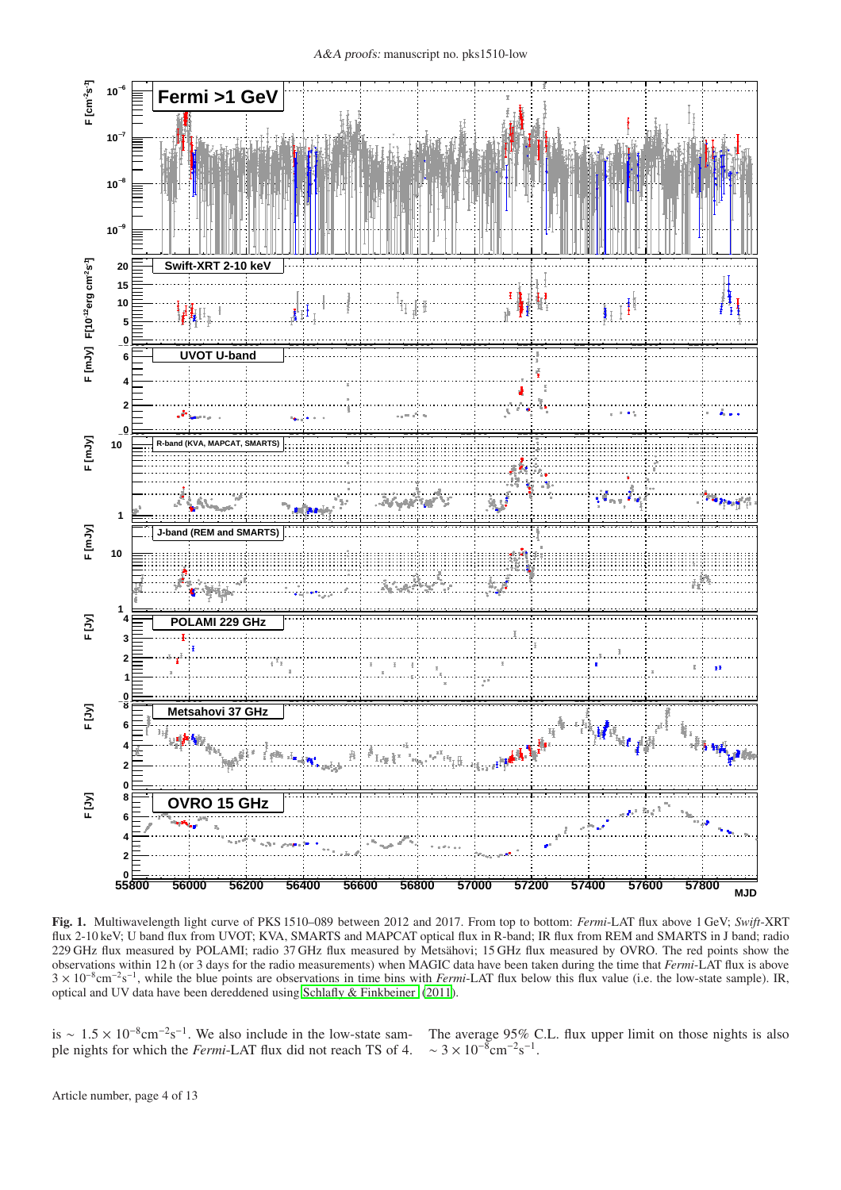**Fig. 1.** Multiwavelength light curve of PKS 1510–089 between 2012 and 2017. From top to bottom: *Fermi*-LAT flux above 1 GeV; *Swift*-XRT flux 2-10 keV; U band flux from UVOT; KVA, SMARTS and MAPCAT optical flux in R-band; IR flux from REM and SMARTS in J band; radio 229 GHz flux measured by POLAMI; radio 37 GHz flux measured by Metsähovi; 15 GHz flux measured by OVRO. The red points show the observations within 12 h (or 3 days for the radio measurements) when MAGIC data have been taken during the time that *Fermi*-LAT flux is above $3 \times 10^{-8}\mathrm{cm}^{-2}\mathrm{s}^{-1}$, while the blue points are observations in time bins with *Fermi*-LAT flux below this flux value (i.e. the low-state sample). IR, optical and UV data have been dereddened using Schlafly & Finkbeiner (2011).

is $\sim 1.5 \times 10^{-8}\mathrm{cm}^{-2}\mathrm{s}^{-1}$. We also include in the low-state sample nights for which the *Fermi*-LAT flux did not reach TS of 4. The average 95% C.L. flux upper limit on those nights is also $\sim 3 \times 10^{-8}\mathrm{cm}^{-2}\mathrm{s}^{-1}$.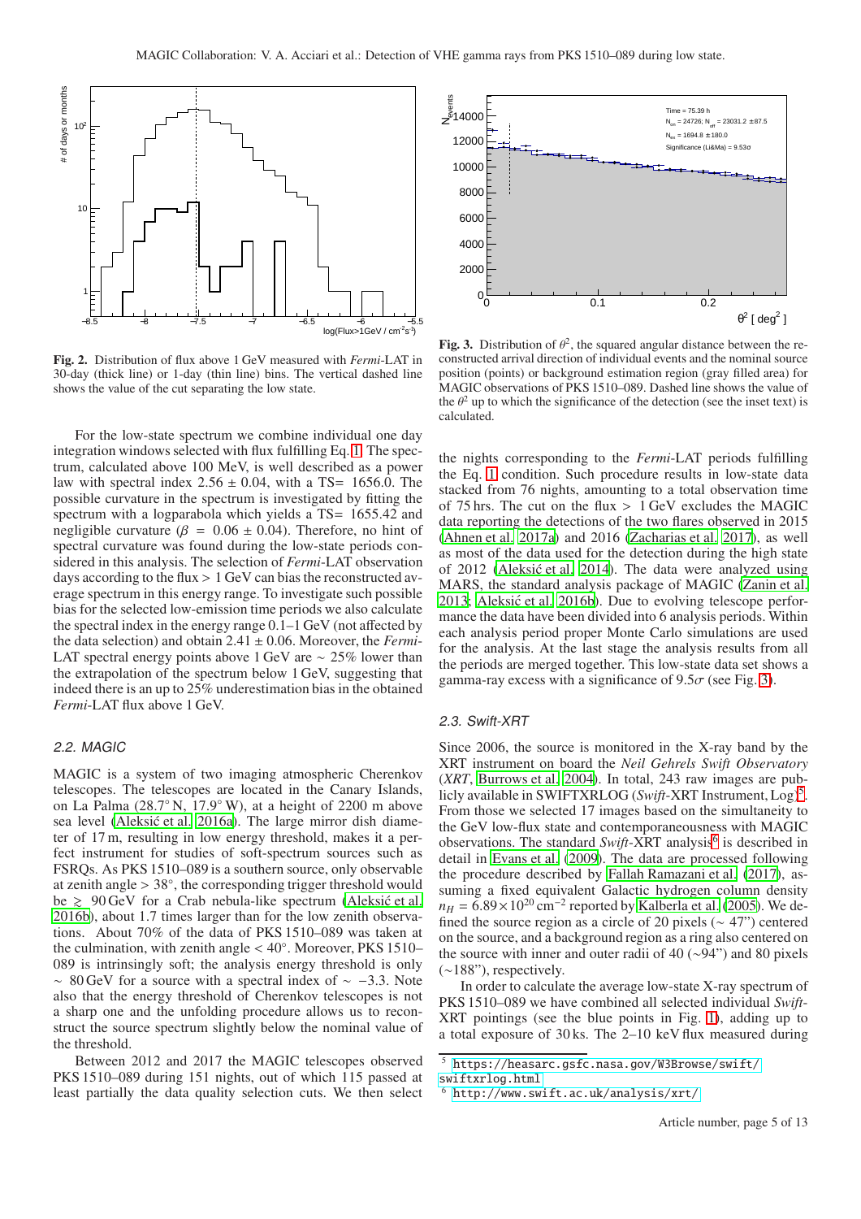Fig. 2. Distribution of flux above 1 GeV measured with *Fermi*-LAT in 30-day (thick line) or 1-day (thin line) bins. The vertical dashed line shows the value of the cut separating the low state.

Fig. 3. Distribution of $\theta^2$, the squared angular distance between the reconstructed arrival direction of individual events and the nominal source position (points) or background estimation region (gray filled area) for MAGIC observations of PKS 1510–089. Dashed line shows the value of the $\theta^2$ up to which the significance of the detection (see the inset text) is calculated.

For the low-state spectrum we combine individual one day integration windows selected with flux fulfilling Eq. 1. The spectrum, calculated above 100 MeV, is well described as a power law with spectral index $2.56 \pm 0.04$, with a TS= 1656.0. The possible curvature in the spectrum is investigated by fitting the spectrum with a logparabola which yields a TS= 1655.42 and negligible curvature ($\beta = 0.06 \pm 0.04$). Therefore, no hint of spectral curvature was found during the low-state periods considered in this analysis. The selection of *Fermi*-LAT observation days according to the flux > 1 GeV can bias the reconstructed average spectrum in this energy range. To investigate such possible bias for the selected low-emission time periods we also calculate the spectral index in the energy range 0.1–1 GeV (not affected by the data selection) and obtain $2.41 \pm 0.06$. Moreover, the *Fermi*-LAT spectral energy points above 1 GeV are $\sim 25\%$ lower than the extrapolation of the spectrum below 1 GeV, suggesting that indeed there is an up to 25% underestimation bias in the obtained *Fermi*-LAT flux above 1 GeV.

### 2.2. MAGIC

MAGIC is a system of two imaging atmospheric Cherenkov telescopes. The telescopes are located in the Canary Islands, on La Palma (28.7° N, 17.9° W), at a height of 2200 m above sea level (Aleksić et al. 2016a). The large mirror dish diameter of 17 m, resulting in low energy threshold, makes it a perfect instrument for studies of soft-spectrum sources such as FSRQs. As PKS 1510–089 is a southern source, only observable at zenith angle > 38°, the corresponding trigger threshold would be $\gtrsim$ 90 GeV for a Crab nebula-like spectrum (Aleksić et al. 2016b), about 1.7 times larger than for the low zenith observations. About 70% of the data of PKS 1510–089 was taken at the culmination, with zenith angle < 40°. Moreover, PKS 1510–089 is intrinsingly soft; the analysis energy threshold is only $\sim$ 80 GeV for a source with a spectral index of $\sim -3.3$. Note also that the energy threshold of Cherenkov telescopes is not a sharp one and the unfolding procedure allows us to reconstruct the source spectrum slightly below the nominal value of the threshold.

Between 2012 and 2017 the MAGIC telescopes observed PKS 1510–089 during 151 nights, out of which 115 passed at least partially the data quality selection cuts. We then select the nights corresponding to the *Fermi*-LAT periods fulfilling the Eq. 1 condition. Such procedure results in low-state data stacked from 76 nights, amounting to a total observation time of 75 hrs. The cut on the flux > 1 GeV excludes the MAGIC data reporting the detections of the two flares observed in 2015 (Ahnen et al. 2017a) and 2016 (Zacharias et al. 2017), as well as most of the data used for the detection during the high state of 2012 (Aleksić et al. 2014). The data were analyzed using MARS, the standard analysis package of MAGIC (Zanin et al. 2013; Aleksić et al. 2016b). Due to evolving telescope performance the data have been divided into 6 analysis periods. Within each analysis period proper Monte Carlo simulations are used for the analysis. At the last stage the analysis results from all the periods are merged together. This low-state data set shows a gamma-ray excess with a significance of $9.5\sigma$ (see Fig. 3).

### 2.3. Swift-XRT

Since 2006, the source is monitored in the X-ray band by the XRT instrument on board the *Neil Gehrels Swift Observatory* (*XRT*, Burrows et al. 2004). In total, 243 raw images are publicly available in SWIFTXRLOG (*Swift*-XRT Instrument, Log)[5]. From those we selected 17 images based on the simultaneity to the GeV low-flux state and contemporaneousness with MAGIC observations. The standard *Swift*-XRT analysis[6] is described in detail in Evans et al. (2009). The data are processed following the procedure described by Fallah Ramazani et al. (2017), assuming a fixed equivalent Galactic hydrogen column density $n_H = 6.89 \times 10^{20}\,\mathrm{cm}^{-2}$ reported by Kalberla et al. (2005). We defined the source region as a circle of 20 pixels ($\sim$ 47") centered on the source, and a background region as a ring also centered on the source with inner and outer radii of 40 ($\sim$94") and 80 pixels ($\sim$188"), respectively.

In order to calculate the average low-state X-ray spectrum of PKS 1510–089 we have combined all selected individual *Swift*-XRT pointings (see the blue points in Fig. 1), adding up to a total exposure of 30 ks. The 2–10 keV flux measured during

[5] https://heasarc.gsfc.nasa.gov/W3Browse/swift/swiftxrlog.html

[6] http://www.swift.ac.uk/analysis/xrt/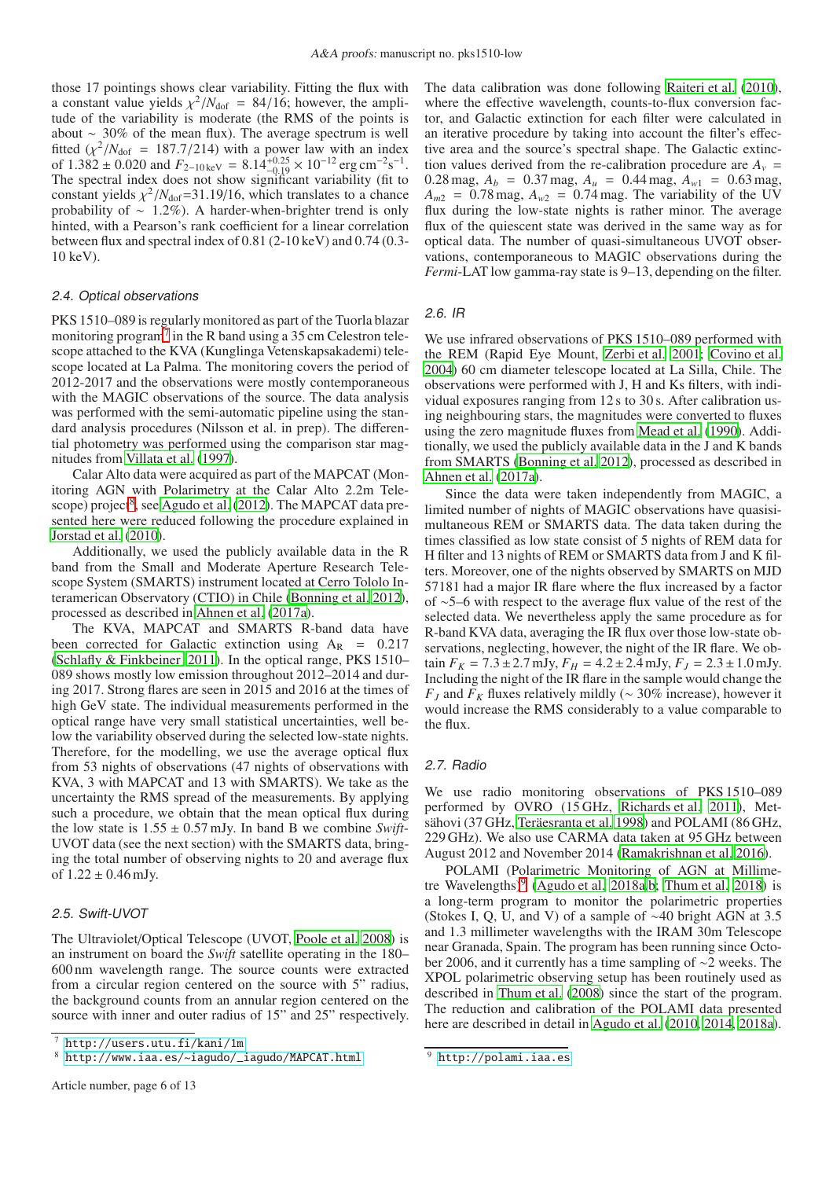those 17 pointings shows clear variability. Fitting the flux with a constant value yields $\chi^2/N_{\rm dof} = 84/16$; however, the amplitude of the variability is moderate (the RMS of the points is about $\sim 30\%$ of the mean flux). The average spectrum is well fitted ($\chi^2/N_{\rm dof} = 187.7/214$) with a power law with an index of $1.382 \pm 0.020$ and $F_{2-10\,\rm keV} = 8.14^{+0.25}_{-0.19} \times 10^{-12}\,\rm erg\,cm^{-2}s^{-1}$. The spectral index does not show significant variability (fit to constant yields $\chi^2/N_{\rm dof}$=31.19/16, which translates to a chance probability of $\sim 1.2\%$). A harder-when-brighter trend is only hinted, with a Pearson's rank coefficient for a linear correlation between flux and spectral index of 0.81 (2-10 keV) and 0.74 (0.3-10 keV).

### 2.4. Optical observations

PKS 1510–089 is regularly monitored as part of the Tuorla blazar monitoring program[7] in the R band using a 35 cm Celestron telescope attached to the KVA (Kunglinga Vetenskapsakademi) telescope located at La Palma. The monitoring covers the period of 2012-2017 and the observations were mostly contemporaneous with the MAGIC observations of the source. The data analysis was performed with the semi-automatic pipeline using the standard analysis procedures (Nilsson et al. in prep). The differential photometry was performed using the comparison star magnitudes from Villata et al. (1997).

Calar Alto data were acquired as part of the MAPCAT (Monitoring AGN with Polarimetry at the Calar Alto 2.2m Telescope) project[8], see Agudo et al. (2012). The MAPCAT data presented here were reduced following the procedure explained in Jorstad et al. (2010).

Additionally, we used the publicly available data in the R band from the Small and Moderate Aperture Research Telescope System (SMARTS) instrument located at Cerro Tololo Interamerican Observatory (CTIO) in Chile (Bonning et al. 2012), processed as described in Ahnen et al. (2017a).

The KVA, MAPCAT and SMARTS R-band data have been corrected for Galactic extinction using $A_R = 0.217$ (Schlafly & Finkbeiner 2011). In the optical range, PKS 1510–089 shows mostly low emission throughout 2012–2014 and during 2017. Strong flares are seen in 2015 and 2016 at the times of high GeV state. The individual measurements performed in the optical range have very small statistical uncertainties, well below the variability observed during the selected low-state nights. Therefore, for the modelling, we use the average optical flux from 53 nights of observations (47 nights of observations with KVA, 3 with MAPCAT and 13 with SMARTS). We take as the uncertainty the RMS spread of the measurements. By applying such a procedure, we obtain that the mean optical flux during the low state is $1.55 \pm 0.57$ mJy. In band B we combine *Swift*-UVOT data (see the next section) with the SMARTS data, bringing the total number of observing nights to 20 and average flux of $1.22 \pm 0.46$ mJy.

### 2.5. Swift-UVOT

The Ultraviolet/Optical Telescope (UVOT, Poole et al. 2008) is an instrument on board the *Swift* satellite operating in the 180–600 nm wavelength range. The source counts were extracted from a circular region centered on the source with 5" radius, the background counts from an annular region centered on the source with inner and outer radius of 15" and 25" respectively. The data calibration was done following Raiteri et al. (2010), where the effective wavelength, counts-to-flux conversion factor, and Galactic extinction for each filter were calculated in an iterative procedure by taking into account the filter's effective area and the source's spectral shape. The Galactic extinction values derived from the re-calibration procedure are $A_v$ = 0.28 mag, $A_b$ = 0.37 mag, $A_u$ = 0.44 mag, $A_{w1}$ = 0.63 mag, $A_{m2}$ = 0.78 mag, $A_{w2}$ = 0.74 mag. The variability of the UV flux during the low-state nights is rather minor. The average flux of the quiescent state was derived in the same way as for optical data. The number of quasi-simultaneous UVOT observations, contemporaneous to MAGIC observations during the *Fermi*-LAT low gamma-ray state is 9–13, depending on the filter.

### 2.6. IR

We use infrared observations of PKS 1510–089 performed with the REM (Rapid Eye Mount, Zerbi et al. 2001; Covino et al. 2004) 60 cm diameter telescope located at La Silla, Chile. The observations were performed with J, H and Ks filters, with individual exposures ranging from 12 s to 30 s. After calibration using neighbouring stars, the magnitudes were converted to fluxes using the zero magnitude fluxes from Mead et al. (1990). Additionally, we used the publicly available data in the J and K bands from SMARTS (Bonning et al. 2012), processed as described in Ahnen et al. (2017a).

Since the data were taken independently from MAGIC, a limited number of nights of MAGIC observations have quasisimultaneous REM or SMARTS data. The data taken during the times classified as low state consist of 5 nights of REM data for H filter and 13 nights of REM or SMARTS data from J and K filters. Moreover, one of the nights observed by SMARTS on MJD 57181 had a major IR flare where the flux increased by a factor of ∼5–6 with respect to the average flux value of the rest of the selected data. We nevertheless apply the same procedure as for R-band KVA data, averaging the IR flux over those low-state observations, neglecting, however, the night of the IR flare. We obtain $F_K = 7.3 \pm 2.7$ mJy, $F_H = 4.2 \pm 2.4$ mJy, $F_J = 2.3 \pm 1.0$ mJy. Including the night of the IR flare in the sample would change the $F_J$ and $F_K$ fluxes relatively mildly ($\sim 30\%$ increase), however it would increase the RMS considerably to a value comparable to the flux.

### 2.7. Radio

We use radio monitoring observations of PKS 1510–089 performed by OVRO (15 GHz, Richards et al. 2011), Metsähovi (37 GHz, Teräesranta et al. 1998) and POLAMI (86 GHz, 229 GHz). We also use CARMA data taken at 95 GHz between August 2012 and November 2014 (Ramakrishnan et al. 2016).

POLAMI (Polarimetric Monitoring of AGN at Millimetre Wavelengths)[9] (Agudo et al. 2018a,b; Thum et al. 2018) is a long-term program to monitor the polarimetric properties (Stokes I, Q, U, and V) of a sample of ∼40 bright AGN at 3.5 and 1.3 millimeter wavelengths with the IRAM 30m Telescope near Granada, Spain. The program has been running since October 2006, and it currently has a time sampling of ∼2 weeks. The XPOL polarimetric observing setup has been routinely used as described in Thum et al. (2008) since the start of the program. The reduction and calibration of the POLAMI data presented here are described in detail in Agudo et al. (2010, 2014, 2018a).

[7] http://users.utu.fi/kani/1m

[8] http://www.iaa.es/~iagudo/_iagudo/MAPCAT.html

[9] http://polami.iaa.es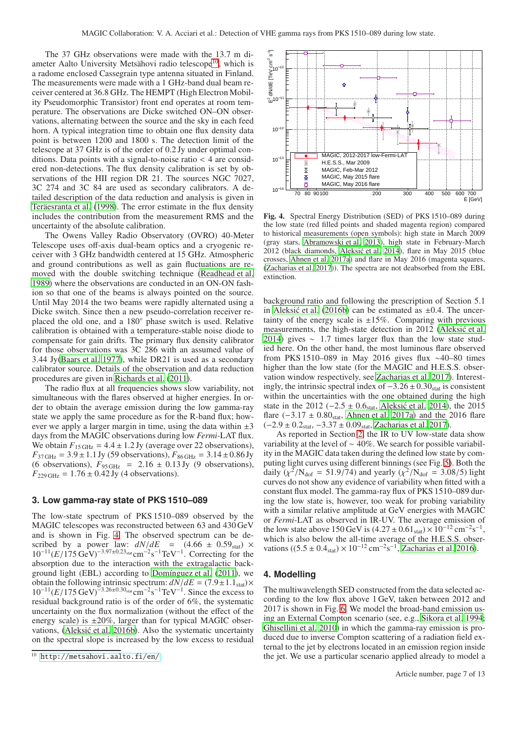The 37 GHz observations were made with the 13.7 m diameter Aalto University Metsähovi radio telescope[10], which is a radome enclosed Cassegrain type antenna situated in Finland. The measurements were made with a 1 GHz-band dual beam receiver centered at 36.8 GHz. The HEMPT (High Electron Mobility Pseudomorphic Transistor) front end operates at room temperature. The observations are Dicke switched ON–ON observations, alternating between the source and the sky in each feed horn. A typical integration time to obtain one flux density data point is between 1200 and 1800 s. The detection limit of the telescope at 37 GHz is of the order of 0.2 Jy under optimal conditions. Data points with a signal-to-noise ratio < 4 are considered non-detections. The flux density calibration is set by observations of the HII region DR 21. The sources NGC 7027, 3C 274 and 3C 84 are used as secondary calibrators. A detailed description of the data reduction and analysis is given in Teräesranta et al. (1998). The error estimate in the flux density includes the contribution from the measurement RMS and the uncertainty of the absolute calibration.

The Owens Valley Radio Observatory (OVRO) 40-Meter Telescope uses off-axis dual-beam optics and a cryogenic receiver with 3 GHz bandwidth centered at 15 GHz. Atmospheric and ground contributions as well as gain fluctuations are removed with the double switching technique (Readhead et al. 1989) where the observations are conducted in an ON-ON fashion so that one of the beams is always pointed on the source. Until May 2014 the two beams were rapidly alternated using a Dicke switch. Since then a new pseudo-correlation receiver replaced the old one, and a 180° phase switch is used. Relative calibration is obtained with a temperature-stable noise diode to compensate for gain drifts. The primary flux density calibrator for those observations was 3C 286 with an assumed value of 3.44 Jy(Baars et al. 1977), while DR21 is used as a secondary calibrator source. Details of the observation and data reduction procedures are given in Richards et al. (2011).

The radio flux at all frequencies shows slow variability, not simultaneous with the flares observed at higher energies. In order to obtain the average emission during the low gamma-ray state we apply the same procedure as for the R-band flux; however we apply a larger margin in time, using the data within ±3 days from the MAGIC observations during low *Fermi*-LAT flux. We obtain $F_{15\,\mathrm{GHz}} = 4.4 \pm 1.2$ Jy (average over 22 observations), $F_{37\,\mathrm{GHz}} = 3.9 \pm 1.1$ Jy (59 observations), $F_{86\,\mathrm{GHz}} = 3.14 \pm 0.86$ Jy (6 observations), $F_{95\,\mathrm{GHz}} = 2.16 \pm 0.13$ Jy (9 observations), $F_{229\,\mathrm{GHz}} = 1.76 \pm 0.42$ Jy (4 observations).

## 3. Low gamma-ray state of PKS 1510–089

The low-state spectrum of PKS 1510–089 observed by the MAGIC telescopes was reconstructed between 63 and 430 GeV and is shown in Fig. 4. The observed spectrum can be described by a power law: $dN/dE = (4.66 \pm 0.59_{\mathrm{stat}}) \times 10^{-11}(E/175\,\mathrm{GeV})^{-3.97\pm0.23_{\mathrm{stat}}}\mathrm{cm}^{-2}\mathrm{s}^{-1}\mathrm{TeV}^{-1}$. Correcting for the absorption due to the interaction with the extragalactic background light (EBL) according to Domínguez et al. (2011), we obtain the following intrinsic spectrum: $dN/dE = (7.9 \pm 1.1_{\mathrm{stat}}) \times 10^{-11}(E/175\,\mathrm{GeV})^{-3.26\pm0.30_{\mathrm{stat}}}\mathrm{cm}^{-2}\mathrm{s}^{-1}\mathrm{TeV}^{-1}$. Since the excess to residual background ratio is of the order of 6%, the systematic uncertainty on the flux normalization (without the effect of the energy scale) is ±20%, larger than for typical MAGIC observations, (Aleksić et al. 2016b). Also the systematic uncertainty on the spectral slope is increased by the low excess to residual background ratio and following the prescription of Section 5.1 in Aleksić et al. (2016b) can be estimated as ±0.4. The uncertainty of the energy scale is ±15%. Comparing with previous measurements, the high-state detection in 2012 (Aleksić et al. 2014) gives ∼ 1.7 times larger flux than the low state studied here. On the other hand, the most luminous flare observed from PKS 1510–089 in May 2016 gives flux ∼40–80 times higher than the low state (for the MAGIC and H.E.S.S. observation window respectively, see Zacharias et al. 2017). Interestingly, the intrinsic spectral index of $-3.26 \pm 0.30_{\mathrm{stat}}$ is consistent within the uncertainties with the one obtained during the high state in the 2012 ($-2.5 \pm 0.6_{\mathrm{stat}}$, Aleksić et al. 2014), the 2015 flare ($-3.17 \pm 0.80_{\mathrm{stat}}$, Ahnen et al. 2017a) and the 2016 flare ($-2.9 \pm 0.2_{\mathrm{stat}}$, $-3.37 \pm 0.09_{\mathrm{stat}}$, Zacharias et al. 2017).

Fig. 4. Spectral Energy Distribution (SED) of PKS 1510–089 during the low state (red filled points and shaded magenta region) compared to historical measurements (open symbols): high state in March 2009 (gray stars, Abramowski et al. 2013), high state in February-March 2012 (black diamonds, Aleksić et al. 2014), flare in May 2015 (blue crosses, Ahnen et al. 2017a) and flare in May 2016 (magenta squares, Zacharias et al. 2017)). The spectra are not deabsorbed from the EBL extinction.

As reported in Section 2, the IR to UV low-state data show variability at the level of ∼ 40%. We search for possible variability in the MAGIC data taken during the defined low state by computing light curves using different binnings (see Fig. 5). Both the daily ($\chi^2/\mathrm{N_{dof}} = 51.9/74$) and yearly ($\chi^2/\mathrm{N_{dof}} = 3.08/5$) light curves do not show any evidence of variability when fitted with a constant flux model. The gamma-ray flux of PKS 1510–089 during the low state is, however, too weak for probing variability with a similar relative amplitude at GeV energies with MAGIC or *Fermi*-LAT as observed in IR-UV. The average emission of the low state above 150 GeV is $(4.27 \pm 0.61_{\mathrm{stat}}) \times 10^{-12}\,\mathrm{cm}^{-2}\mathrm{s}^{-1}$, which is also below the all-time average of the H.E.S.S. observations ($(5.5 \pm 0.4_{\mathrm{stat}}) \times 10^{-12}\,\mathrm{cm}^{-2}\mathrm{s}^{-1}$, Zacharias et al. 2016).

## 4. Modelling

The multiwavelength SED constructed from the data selected according to the low flux above 1 GeV, taken between 2012 and 2017 is shown in Fig. 6. We model the broad-band emission using an External Compton scenario (see, e.g., Sikora et al. 1994; Ghisellini et al. 2010) in which the gamma-ray emission is produced due to inverse Compton scattering of a radiation field external to the jet by electrons located in an emission region inside the jet. We use a particular scenario applied already to model a

[10] http://metsahovi.aalto.fi/en/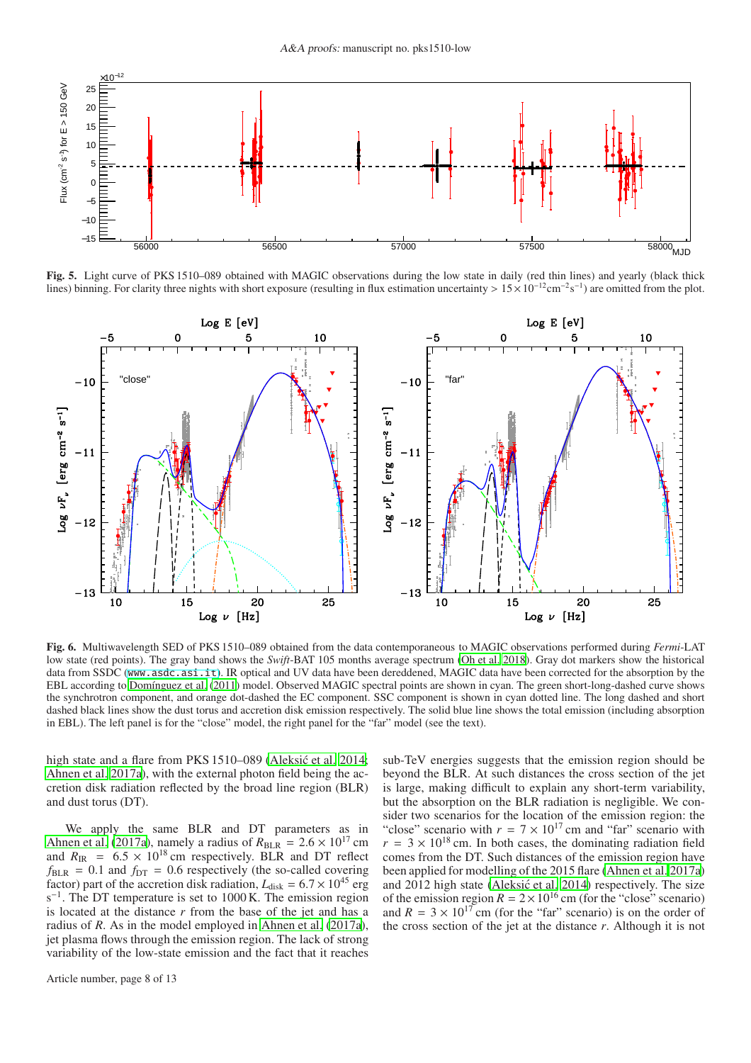**Fig. 5.** Light curve of PKS 1510–089 obtained with MAGIC observations during the low state in daily (red thin lines) and yearly (black thick lines) binning. For clarity three nights with short exposure (resulting in flux estimation uncertainty $> 15 \times 10^{-12}\mathrm{cm}^{-2}\mathrm{s}^{-1}$) are omitted from the plot.

**Fig. 6.** Multiwavelength SED of PKS 1510–089 obtained from the data contemporaneous to MAGIC observations performed during *Fermi*-LAT low state (red points). The gray band shows the *Swift*-BAT 105 months average spectrum (Oh et al. 2018). Gray dot markers show the historical data from SSDC (`www.asdc.asi.it`). IR optical and UV data have been dereddened, MAGIC data have been corrected for the absorption by the EBL according to Domínguez et al. (2011) model. Observed MAGIC spectral points are shown in cyan. The green short-long-dashed curve shows the synchrotron component, and orange dot-dashed the EC component. SSC component is shown in cyan dotted line. The long dashed and short dashed black lines show the dust torus and accretion disk emission respectively. The solid blue line shows the total emission (including absorption in EBL). The left panel is for the "close" model, the right panel for the "far" model (see the text).

high state and a flare from PKS 1510–089 (Aleksić et al. 2014; Ahnen et al. 2017a), with the external photon field being the accretion disk radiation reflected by the broad line region (BLR) and dust torus (DT).

We apply the same BLR and DT parameters as in Ahnen et al. (2017a), namely a radius of $R_{\mathrm{BLR}} = 2.6 \times 10^{17}$ cm and $R_{\mathrm{IR}} = 6.5 \times 10^{18}$ cm respectively. BLR and DT reflect $f_{\mathrm{BLR}} = 0.1$ and $f_{\mathrm{DT}} = 0.6$ respectively (the so-called covering factor) part of the accretion disk radiation, $L_{\mathrm{disk}} = 6.7 \times 10^{45}$ erg s$^{-1}$. The DT temperature is set to 1000 K. The emission region is located at the distance $r$ from the base of the jet and has a radius of $R$. As in the model employed in Ahnen et al. (2017a), jet plasma flows through the emission region. The lack of strong variability of the low-state emission and the fact that it reaches sub-TeV energies suggests that the emission region should be beyond the BLR. At such distances the cross section of the jet is large, making difficult to explain any short-term variability, but the absorption on the BLR radiation is negligible. We consider two scenarios for the location of the emission region: the "close" scenario with $r = 7 \times 10^{17}$ cm and "far" scenario with $r = 3 \times 10^{18}$ cm. In both cases, the dominating radiation field comes from the DT. Such distances of the emission region have been applied for modelling of the 2015 flare (Ahnen et al. 2017a) and 2012 high state (Aleksić et al. 2014) respectively. The size of the emission region $R = 2 \times 10^{16}$ cm (for the "close" scenario) and $R = 3 \times 10^{17}$ cm (for the "far" scenario) is on the order of the cross section of the jet at the distance $r$. Although it is not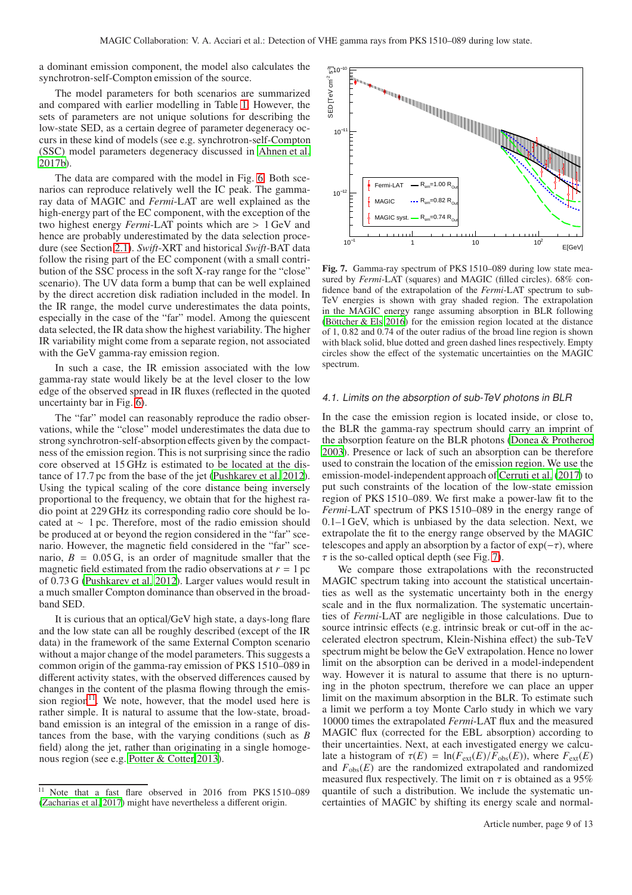a dominant emission component, the model also calculates the synchrotron-self-Compton emission of the source.

The model parameters for both scenarios are summarized and compared with earlier modelling in Table 1. However, the sets of parameters are not unique solutions for describing the low-state SED, as a certain degree of parameter degeneracy occurs in these kind of models (see e.g. synchrotron-self-Compton (SSC) model parameters degeneracy discussed in Ahnen et al. 2017b).

The data are compared with the model in Fig. 6. Both scenarios can reproduce relatively well the IC peak. The gamma-ray data of MAGIC and *Fermi*-LAT are well explained as the high-energy part of the EC component, with the exception of the two highest energy *Fermi*-LAT points which are > 1 GeV and hence are probably underestimated by the data selection procedure (see Section 2.1). *Swift*-XRT and historical *Swift*-BAT data follow the rising part of the EC component (with a small contribution of the SSC process in the soft X-ray range for the "close" scenario). The UV data form a bump that can be well explained by the direct accretion disk radiation included in the model. In the IR range, the model curve underestimates the data points, especially in the case of the "far" model. Among the quiescent data selected, the IR data show the highest variability. The higher IR variability might come from a separate region, not associated with the GeV gamma-ray emission region.

In such a case, the IR emission associated with the low gamma-ray state would likely be at the level closer to the low edge of the observed spread in IR fluxes (reflected in the quoted uncertainty bar in Fig. 6).

The "far" model can reasonably reproduce the radio observations, while the "close" model underestimates the data due to strong synchrotron-self-absorption effects given by the compactness of the emission region. This is not surprising since the radio core observed at 15 GHz is estimated to be located at the distance of 17.7 pc from the base of the jet (Pushkarev et al. 2012). Using the typical scaling of the core distance being inversely proportional to the frequency, we obtain that for the highest radio point at 229 GHz its corresponding radio core should be located at ∼ 1 pc. Therefore, most of the radio emission should be produced at or beyond the region considered in the "far" scenario. However, the magnetic field considered in the "far" scenario, $B$ = 0.05 G, is an order of magnitude smaller that the magnetic field estimated from the radio observations at $r$ = 1 pc of 0.73 G (Pushkarev et al. 2012). Larger values would result in a much smaller Compton dominance than observed in the broadband SED.

It is curious that an optical/GeV high state, a days-long flare and the low state can all be roughly described (except of the IR data) in the framework of the same External Compton scenario without a major change of the model parameters. This suggests a common origin of the gamma-ray emission of PKS 1510–089 in different activity states, with the observed differences caused by changes in the content of the plasma flowing through the emission region[11]. We note, however, that the model used here is rather simple. It is natural to assume that the low-state, broadband emission is an integral of the emission in a range of distances from the base, with the varying conditions (such as $B$ field) along the jet, rather than originating in a single homogeneous region (see e.g. Potter & Cotter 2013).

[11] Note that a fast flare observed in 2016 from PKS 1510–089 (Zacharias et al. 2017) might have nevertheless a different origin.

**Fig. 7.** Gamma-ray spectrum of PKS 1510–089 during low state measured by *Fermi*-LAT (squares) and MAGIC (filled circles). 68% confidence band of the extrapolation of the *Fermi*-LAT spectrum to sub-TeV energies is shown with gray shaded region. The extrapolation in the MAGIC energy range assuming absorption in BLR following (Böttcher & Els 2016) for the emission region located at the distance of 1, 0.82 and 0.74 of the outer radius of the broad line region is shown with black solid, blue dotted and green dashed lines respectively. Empty circles show the effect of the systematic uncertainties on the MAGIC spectrum.

### 4.1. Limits on the absorption of sub-TeV photons in BLR

In the case the emission region is located inside, or close to, the BLR the gamma-ray spectrum should carry an imprint of the absorption feature on the BLR photons (Donea & Protheroe 2003). Presence or lack of such an absorption can be therefore used to constrain the location of the emission region. We use the emission-model-independent approach of Cerruti et al. (2017) to put such constraints of the location of the low-state emission region of PKS 1510–089. We first make a power-law fit to the *Fermi*-LAT spectrum of PKS 1510–089 in the energy range of 0.1–1 GeV, which is unbiased by the data selection. Next, we extrapolate the fit to the energy range observed by the MAGIC telescopes and apply an absorption by a factor of $\exp(-\tau)$, where $\tau$ is the so-called optical depth (see Fig. 7).

We compare those extrapolations with the reconstructed MAGIC spectrum taking into account the statistical uncertainties as well as the systematic uncertainty both in the energy scale and in the flux normalization. The systematic uncertainties of *Fermi*-LAT are negligible in those calculations. Due to source intrinsic effects (e.g. intrinsic break or cut-off in the accelerated electron spectrum, Klein-Nishina effect) the sub-TeV spectrum might be below the GeV extrapolation. Hence no lower limit on the absorption can be derived in a model-independent way. However it is natural to assume that there is no upturning in the photon spectrum, therefore we can place an upper limit on the maximum absorption in the BLR. To estimate such a limit we perform a toy Monte Carlo study in which we vary 10000 times the extrapolated *Fermi*-LAT flux and the measured MAGIC flux (corrected for the EBL absorption) according to their uncertainties. Next, at each investigated energy we calculate a histogram of $\tau(E) = \ln(F_{\text{ext}}(E)/F_{\text{obs}}(E))$, where $F_{\text{ext}}(E)$ and $F_{\text{obs}}(E)$ are the randomized extrapolated and randomized measured flux respectively. The limit on $\tau$ is obtained as a 95% quantile of such a distribution. We include the systematic uncertainties of MAGIC by shifting its energy scale and normal-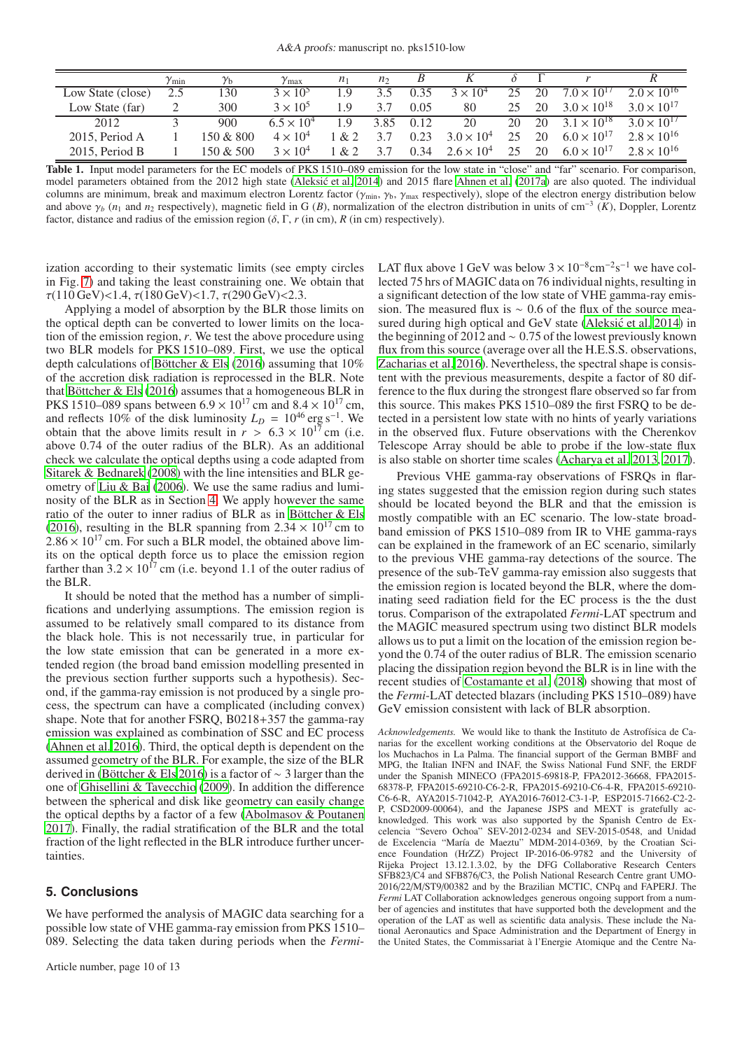| | $\gamma_{\min}$ | $\gamma_b$ | $\gamma_{\max}$ | $n_1$ | $n_2$ | $B$ | $K$ | $\delta$ | $\Gamma$ | $r$ | $R$ |
|---|---|---|---|---|---|---|---|---|---|---|---|
| Low State (close) | 2.5 | 130 | $3\times10^5$ | 1.9 | 3.5 | 0.35 | $3\times10^4$ | 25 | 20 | $7.0\times10^{17}$ | $2.0\times10^{16}$ |
| Low State (far) | 2 | 300 | $3\times10^5$ | 1.9 | 3.7 | 0.05 | 80 | 25 | 20 | $3.0\times10^{18}$ | $3.0\times10^{17}$ |
| 2012 | 3 | 900 | $6.5\times10^4$ | 1.9 | 3.85 | 0.12 | 20 | 20 | 20 | $3.1\times10^{18}$ | $3.0\times10^{17}$ |
| 2015, Period A | 1 | 150 & 800 | $4\times10^4$ | 1 & 2 | 3.7 | 0.23 | $3.0\times10^4$ | 25 | 20 | $6.0\times10^{17}$ | $2.8\times10^{16}$ |
| 2015, Period B | 1 | 150 & 500 | $3\times10^4$ | 1 & 2 | 3.7 | 0.34 | $2.6\times10^4$ | 25 | 20 | $6.0\times10^{17}$ | $2.8\times10^{16}$ |

**Table 1.** Input model parameters for the EC models of PKS 1510–089 emission for the low state in "close" and "far" scenario. For comparison, model parameters obtained from the 2012 high state (Aleksić et al. 2014) and 2015 flare Ahnen et al. (2017a) are also quoted. The individual columns are minimum, break and maximum electron Lorentz factor ($\gamma_{\min}$, $\gamma_b$, $\gamma_{\max}$ respectively), slope of the electron energy distribution below and above $\gamma_b$ ($n_1$ and $n_2$ respectively), magnetic field in G ($B$), normalization of the electron distribution in units of cm$^{-3}$ ($K$), Doppler, Lorentz factor, distance and radius of the emission region ($\delta$, $\Gamma$, $r$ (in cm), $R$ (in cm) respectively).

ization according to their systematic limits (see empty circles in Fig. 7) and taking the least constraining one. We obtain that $\tau(110\,\mathrm{GeV})<1.4$, $\tau(180\,\mathrm{GeV})<1.7$, $\tau(290\,\mathrm{GeV})<2.3$.

Applying a model of absorption by the BLR those limits on the optical depth can be converted to lower limits on the location of the emission region, $r$. We test the above procedure using two BLR models for PKS 1510–089. First, we use the optical depth calculations of Böttcher & Els (2016) assuming that 10% of the accretion disk radiation is reprocessed in the BLR. Note that Böttcher & Els (2016) assumes that a homogeneous BLR in PKS 1510–089 spans between $6.9\times10^{17}$ cm and $8.4\times10^{17}$ cm, and reflects 10% of the disk luminosity $L_D = 10^{46}\,\mathrm{erg\,s^{-1}}$. We obtain that the above limits result in $r > 6.3\times10^{17}$ cm (i.e. above 0.74 of the outer radius of the BLR). As an additional check we calculate the optical depths using a code adapted from Sitarek & Bednarek (2008) with the line intensities and BLR geometry of Liu & Bai (2006). We use the same radius and luminosity of the BLR as in Section 4. We apply however the same ratio of the outer to inner radius of BLR as in Böttcher & Els (2016), resulting in the BLR spanning from $2.34\times10^{17}$ cm to $2.86\times10^{17}$ cm. For such a BLR model, the obtained above limits on the optical depth force us to place the emission region farther than $3.2\times10^{17}$ cm (i.e. beyond 1.1 of the outer radius of the BLR.

It should be noted that the method has a number of simplifications and underlying assumptions. The emission region is assumed to be relatively small compared to its distance from the black hole. This is not necessarily true, in particular for the low state emission that can be generated in a more extended region (the broad band emission modelling presented in the previous section further supports such a hypothesis). Second, if the gamma-ray emission is not produced by a single process, the spectrum can have a complicated (including convex) shape. Note that for another FSRQ, B0218+357 the gamma-ray emission was explained as combination of SSC and EC process (Ahnen et al. 2016). Third, the optical depth is dependent on the assumed geometry of the BLR. For example, the size of the BLR derived in (Böttcher & Els 2016) is a factor of $\sim 3$ larger than the one of Ghisellini & Tavecchio (2009). In addition the difference between the spherical and disk like geometry can easily change the optical depths by a factor of a few (Abolmasov & Poutanen 2017). Finally, the radial stratification of the BLR and the total fraction of the light reflected in the BLR introduce further uncertainties.

## 5. Conclusions

We have performed the analysis of MAGIC data searching for a possible low state of VHE gamma-ray emission from PKS 1510–089. Selecting the data taken during periods when the *Fermi*-LAT flux above 1 GeV was below $3\times10^{-8}\mathrm{cm^{-2}s^{-1}}$ we have collected 75 hrs of MAGIC data on 76 individual nights, resulting in a significant detection of the low state of VHE gamma-ray emission. The measured flux is $\sim 0.6$ of the flux of the source measured during high optical and GeV state (Aleksić et al. 2014) in the beginning of 2012 and $\sim 0.75$ of the lowest previously known flux from this source (average over all the H.E.S.S. observations, Zacharias et al. 2016). Nevertheless, the spectral shape is consistent with the previous measurements, despite a factor of 80 difference to the flux during the strongest flare observed so far from this source. This makes PKS 1510–089 the first FSRQ to be detected in a persistent low state with no hints of yearly variations in the observed flux. Future observations with the Cherenkov Telescope Array should be able to probe if the low-state flux is also stable on shorter time scales (Acharya et al. 2013, 2017).

Previous VHE gamma-ray observations of FSRQs in flaring states suggested that the emission region during such states should be located beyond the BLR and that the emission is mostly compatible with an EC scenario. The low-state broadband emission of PKS 1510–089 from IR to VHE gamma-rays can be explained in the framework of an EC scenario, similarly to the previous VHE gamma-ray detections of the source. The presence of the sub-TeV gamma-ray emission also suggests that the emission region is located beyond the BLR, where the dominating seed radiation field for the EC process is the the dust torus. Comparison of the extrapolated *Fermi*-LAT spectrum and the MAGIC measured spectrum using two distinct BLR models allows us to put a limit on the location of the emission region beyond the 0.74 of the outer radius of BLR. The emission scenario placing the dissipation region beyond the BLR is in line with the recent studies of Costamante et al. (2018) showing that most of the *Fermi*-LAT detected blazars (including PKS 1510–089) have GeV emission consistent with lack of BLR absorption.

*Acknowledgements.* We would like to thank the Instituto de Astrofísica de Canarias for the excellent working conditions at the Observatorio del Roque de los Muchachos in La Palma. The financial support of the German BMBF and MPG, the Italian INFN and INAF, the Swiss National Fund SNF, the ERDF under the Spanish MINECO (FPA2015-69818-P, FPA2012-36668, FPA2015-68378-P, FPA2015-69210-C6-2-R, FPA2015-69210-C6-4-R, FPA2015-69210-C6-6-R, AYA2015-71042-P, AYA2016-76012-C3-1-P, ESP2015-71662-C2-2-P, CSD2009-00064), and the Japanese JSPS and MEXT is gratefully acknowledged. This work was also supported by the Spanish Centro de Excelencia "Severo Ochoa" SEV-2012-0234 and SEV-2015-0548, and Unidad de Excelencia "María de Maeztu" MDM-2014-0369, by the Croatian Science Foundation (HrZZ) Project IP-2016-06-9782 and the University of Rijeka Project 13.12.1.3.02, by the DFG Collaborative Research Centers SFB823/C4 and SFB876/C3, the Polish National Research Centre grant UMO-2016/22/M/ST9/00382 and by the Brazilian MCTIC, CNPq and FAPERJ. The *Fermi* LAT Collaboration acknowledges generous ongoing support from a number of agencies and institutes that have supported both the development and the operation of the LAT as well as scientific data analysis. These include the National Aeronautics and Space Administration and the Department of Energy in the United States, the Commissariat à l'Energie Atomique and the Centre Na-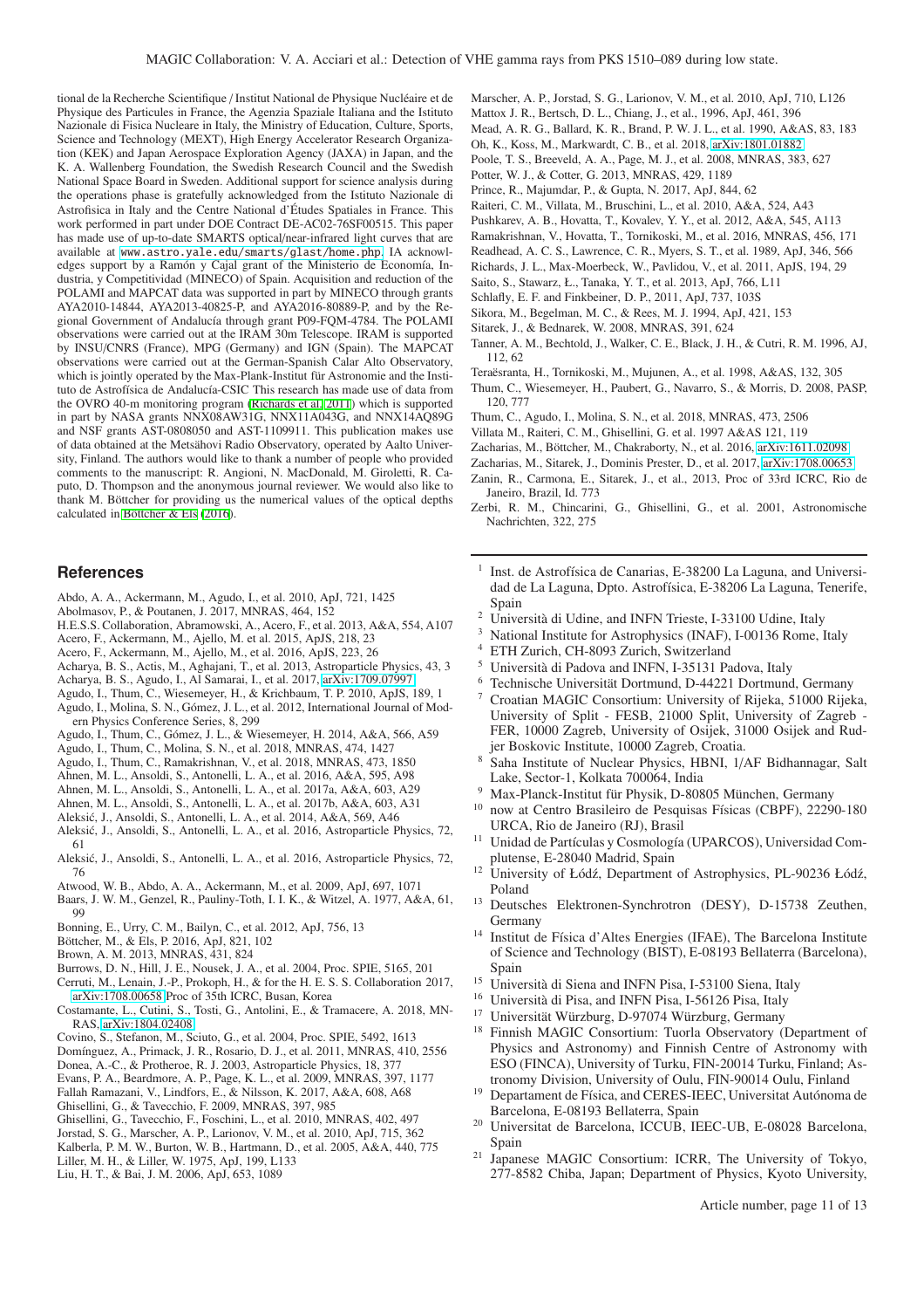tional de la Recherche Scientifique / Institut National de Physique Nucléaire et de Physique des Particules in France, the Agenzia Spaziale Italiana and the Istituto Nazionale di Fisica Nucleare in Italy, the Ministry of Education, Culture, Sports, Science and Technology (MEXT), High Energy Accelerator Research Organization (KEK) and Japan Aerospace Exploration Agency (JAXA) in Japan, and the K. A. Wallenberg Foundation, the Swedish Research Council and the Swedish National Space Board in Sweden. Additional support for science analysis during the operations phase is gratefully acknowledged from the Istituto Nazionale di Astrofisica in Italy and the Centre National d'Études Spatiales in France. This work performed in part under DOE Contract DE-AC02-76SF00515. This paper has made use of up-to-date SMARTS optical/near-infrared light curves that are available at `www.astro.yale.edu/smarts/glast/home.php`. IA acknowledges support by a Ramón y Cajal grant of the Ministerio de Economía, Industria, y Competitividad (MINECO) of Spain. Acquisition and reduction of the POLAMI and MAPCAT data was supported in part by MINECO through grants AYA2010-14844, AYA2013-40825-P, and AYA2016-80889-P, and by the Regional Government of Andalucía through grant P09-FQM-4784. The POLAMI observations were carried out at the IRAM 30m Telescope. IRAM is supported by INSU/CNRS (France), MPG (Germany) and IGN (Spain). The MAPCAT observations were carried out at the German-Spanish Calar Alto Observatory, which is jointly operated by the Max-Planck-Institut für Astronomie and the Instituto de Astrofísica de Andalucía-CSIC This research has made use of data from the OVRO 40-m monitoring program (Richards et al. 2011) which is supported in part by NASA grants NNX08AW31G, NNX11A043G, and NNX14AQ89G and NSF grants AST-0808050 and AST-1109911. This publication makes use of data obtained at the Metsähovi Radio Observatory, operated by Aalto University, Finland. The authors would like to thank a number of people who provided comments to the manuscript: R. Angioni, N. MacDonald, M. Giroletti, R. Caputo, D. Thompson and the anonymous journal reviewer. We would also like to thank M. Böttcher for providing us the numerical values of the optical depths calculated in Böttcher & Els (2016).

## References

Abdo, A. A., Ackermann, M., Agudo, I., et al. 2010, ApJ, 721, 1425
Abolmasov, P., & Poutanen, J. 2017, MNRAS, 464, 152
H.E.S.S. Collaboration, Abramowski, A., Acero, F., et al. 2013, A&A, 554, A107
Acero, F., Ackermann, M., Ajello, M. et al. 2015, ApJS, 218, 23
Acero, F., Ackermann, M., Ajello, M., et al. 2016, ApJS, 223, 26
Acharya, B. S., Actis, M., Aghajani, T., et al. 2013, Astroparticle Physics, 43, 3
Acharya, B. S., Agudo, I., Al Samarai, I., et al. 2017, arXiv:1709.07997
Agudo, I., Thum, C., Wiesemeyer, H., & Krichbaum, T. P. 2010, ApJS, 189, 1
Agudo, I., Molina, S. N., Gómez, J. L., et al. 2012, International Journal of Modern Physics Conference Series, 8, 299
Agudo, I., Thum, C., Gómez, J. L., & Wiesemeyer, H. 2014, A&A, 566, A59
Agudo, I., Thum, C., Molina, S. N., et al. 2018, MNRAS, 474, 1427
Agudo, I., Thum, C., Ramakrishnan, V., et al. 2018, MNRAS, 473, 1850
Ahnen, M. L., Ansoldi, S., Antonelli, L. A., et al. 2016, A&A, 595, A98
Ahnen, M. L., Ansoldi, S., Antonelli, L. A., et al. 2017a, A&A, 603, A29
Ahnen, M. L., Ansoldi, S., Antonelli, L. A., et al. 2017b, A&A, 603, A31
Aleksić, J., Ansoldi, S., Antonelli, L. A., et al. 2014, A&A, 569, A46
Aleksić, J., Ansoldi, S., Antonelli, L. A., et al. 2016, Astroparticle Physics, 72, 61
Aleksić, J., Ansoldi, S., Antonelli, L. A., et al. 2016, Astroparticle Physics, 72, 76
Atwood, W. B., Abdo, A. A., Ackermann, M., et al. 2009, ApJ, 697, 1071
Baars, J. W. M., Genzel, R., Pauliny-Toth, I. I. K., & Witzel, A. 1977, A&A, 61, 99
Bonning, E., Urry, C. M., Bailyn, C., et al. 2012, ApJ, 756, 13
Böttcher, M., & Els, P. 2016, ApJ, 821, 102
Brown, A. M. 2013, MNRAS, 431, 824
Burrows, D. N., Hill, J. E., Nousek, J. A., et al. 2004, Proc. SPIE, 5165, 201
Cerruti, M., Lenain, J.-P., Prokoph, H., & for the H. E. S. S. Collaboration 2017, arXiv:1708.00658 Proc of 35th ICRC, Busan, Korea
Costamante, L., Cutini, S., Tosti, G., Antolini, E., & Tramacere, A. 2018, MNRAS, arXiv:1804.02408
Covino, S., Stefanon, M., Sciuto, G., et al. 2004, Proc. SPIE, 5492, 1613
Domínguez, A., Primack, J. R., Rosario, D. J., et al. 2011, MNRAS, 410, 2556
Donea, A.-C., & Protheroe, R. J. 2003, Astroparticle Physics, 18, 377
Evans, P. A., Beardmore, A. P., Page, K. L., et al. 2009, MNRAS, 397, 1177
Fallah Ramazani, V., Lindfors, E., & Nilsson, K. 2017, A&A, 608, A68
Ghisellini, G., & Tavecchio, F. 2009, MNRAS, 397, 985
Ghisellini, G., Tavecchio, F., Foschini, L., et al. 2010, MNRAS, 402, 497
Jorstad, S. G., Marscher, A. P., Larionov, V. M., et al. 2010, ApJ, 715, 362
Kalberla, P. M. W., Burton, W. B., Hartmann, D., et al. 2005, A&A, 440, 775
Liller, M. H., & Liller, W. 1975, ApJ, 199, L133
Liu, H. T., & Bai, J. M. 2006, ApJ, 653, 1089
Marscher, A. P., Jorstad, S. G., Larionov, V. M., et al. 2010, ApJ, 710, L126
Mattox J. R., Bertsch, D. L., Chiang, J., et al., 1996, ApJ, 461, 396
Mead, A. R. G., Ballard, K. R., Brand, P. W. J. L., et al. 1990, A&AS, 83, 183
Oh, K., Koss, M., Markwardt, C. B., et al. 2018, arXiv:1801.01882
Poole, T. S., Breeveld, A. A., Page, M. J., et al. 2008, MNRAS, 383, 627
Potter, W. J., & Cotter, G. 2013, MNRAS, 429, 1189
Prince, R., Majumdar, P., & Gupta, N. 2017, ApJ, 844, 62
Raiteri, C. M., Villata, M., Bruschini, L., et al. 2010, A&A, 524, A43
Pushkarev, A. B., Hovatta, T., Kovalev, Y. Y., et al. 2012, A&A, 545, A113
Ramakrishnan, V., Hovatta, T., Tornikoski, M., et al. 2016, MNRAS, 456, 171
Readhead, A. C. S., Lawrence, C. R., Myers, S. T., et al. 1989, ApJ, 346, 566
Richards, J. L., Max-Moerbeck, W., Pavlidou, V., et al. 2011, ApJS, 194, 29
Saito, S., Stawarz, Ł., Tanaka, Y. T., et al. 2013, ApJ, 766, L11
Schlafly, E. F. and Finkbeiner, D. P., 2011, ApJ, 737, 103S
Sikora, M., Begelman, M. C., & Rees, M. J. 1994, ApJ, 421, 153
Sitarek, J., & Bednarek, W. 2008, MNRAS, 391, 624
Tanner, A. M., Bechtold, J., Walker, C. E., Black, J. H., & Cutri, R. M. 1996, AJ, 112, 62
Teraësranta, H., Tornikoski, M., Mujunen, A., et al. 1998, A&AS, 132, 305
Thum, C., Wiesemeyer, H., Paubert, G., Navarro, S., & Morris, D. 2008, PASP, 120, 777
Thum, C., Agudo, I., Molina, S. N., et al. 2018, MNRAS, 473, 2506
Villata M., Raiteri, C. M., Ghisellini, G. et al. 1997 A&AS 121, 119
Zacharias, M., Böttcher, M., Chakraborty, N., et al. 2016, arXiv:1611.02098
Zacharias, M., Sitarek, J., Dominis Prester, D., et al. 2017, arXiv:1708.00653
Zanin, R., Carmona, E., Sitarek, J., et al., 2013, Proc of 33rd ICRC, Rio de Janeiro, Brazil, Id. 773
Zerbi, R. M., Chincarini, G., Ghisellini, G., et al. 2001, Astronomische Nachrichten, 322, 275

---

[1] Inst. de Astrofísica de Canarias, E-38200 La Laguna, and Universidad de La Laguna, Dpto. Astrofísica, E-38206 La Laguna, Tenerife, Spain
[2] Università di Udine, and INFN Trieste, I-33100 Udine, Italy
[3] National Institute for Astrophysics (INAF), I-00136 Rome, Italy
[4] ETH Zurich, CH-8093 Zurich, Switzerland
[5] Università di Padova and INFN, I-35131 Padova, Italy
[6] Technische Universität Dortmund, D-44221 Dortmund, Germany
[7] Croatian MAGIC Consortium: University of Rijeka, 51000 Rijeka, University of Split - FESB, 21000 Split, University of Zagreb - FER, 10000 Zagreb, University of Osijek, 31000 Osijek and Rudjer Boskovic Institute, 10000 Zagreb, Croatia.
[8] Saha Institute of Nuclear Physics, HBNI, 1/AF Bidhannagar, Salt Lake, Sector-1, Kolkata 700064, India
[9] Max-Planck-Institut für Physik, D-80805 München, Germany
[10] now at Centro Brasileiro de Pesquisas Físicas (CBPF), 22290-180 URCA, Rio de Janeiro (RJ), Brasil
[11] Unidad de Partículas y Cosmología (UPARCOS), Universidad Complutense, E-28040 Madrid, Spain
[12] University of Łódź, Department of Astrophysics, PL-90236 Łódź, Poland
[13] Deutsches Elektronen-Synchrotron (DESY), D-15738 Zeuthen, Germany
[14] Institut de Física d'Altes Energies (IFAE), The Barcelona Institute of Science and Technology (BIST), E-08193 Bellaterra (Barcelona), Spain
[15] Università di Siena and INFN Pisa, I-53100 Siena, Italy
[16] Università di Pisa, and INFN Pisa, I-56126 Pisa, Italy
[17] Universität Würzburg, D-97074 Würzburg, Germany
[18] Finnish MAGIC Consortium: Tuorla Observatory (Department of Physics and Astronomy) and Finnish Centre of Astronomy with ESO (FINCA), University of Turku, FIN-20014 Turku, Finland; Astronomy Division, University of Oulu, FIN-90014 Oulu, Finland
[19] Departament de Física, and CERES-IEEC, Universitat Autónoma de Barcelona, E-08193 Bellaterra, Spain
[20] Universitat de Barcelona, ICCUB, IEEC-UB, E-08028 Barcelona, Spain
[21] Japanese MAGIC Consortium: ICRR, The University of Tokyo, 277-8582 Chiba, Japan; Department of Physics, Kyoto University,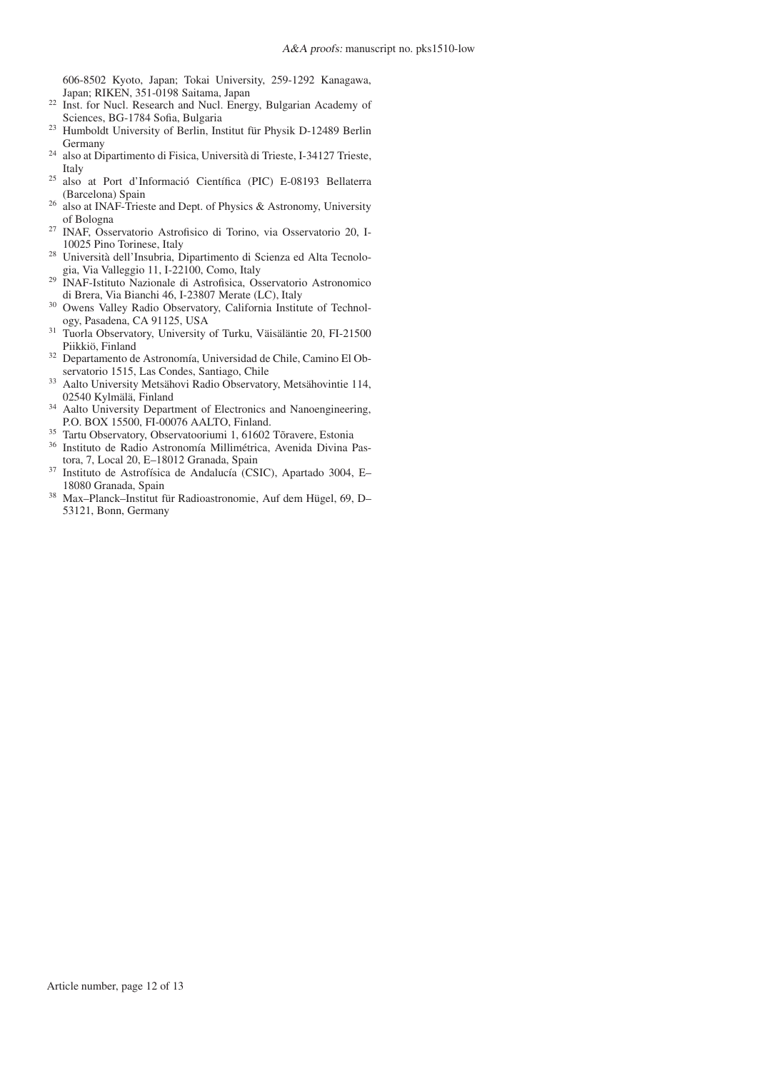606-8502 Kyoto, Japan; Tokai University, 259-1292 Kanagawa, Japan; RIKEN, 351-0198 Saitama, Japan

[22] Inst. for Nucl. Research and Nucl. Energy, Bulgarian Academy of Sciences, BG-1784 Sofia, Bulgaria

[23] Humboldt University of Berlin, Institut für Physik D-12489 Berlin Germany

[24] also at Dipartimento di Fisica, Università di Trieste, I-34127 Trieste, Italy

[25] also at Port d'Informació Científica (PIC) E-08193 Bellaterra (Barcelona) Spain

[26] also at INAF-Trieste and Dept. of Physics & Astronomy, University of Bologna

[27] INAF, Osservatorio Astrofisico di Torino, via Osservatorio 20, I-10025 Pino Torinese, Italy

[28] Università dell'Insubria, Dipartimento di Scienza ed Alta Tecnologia, Via Valleggio 11, I-22100, Como, Italy

[29] INAF-Istituto Nazionale di Astrofisica, Osservatorio Astronomico di Brera, Via Bianchi 46, I-23807 Merate (LC), Italy

[30] Owens Valley Radio Observatory, California Institute of Technology, Pasadena, CA 91125, USA

[31] Tuorla Observatory, University of Turku, Väisäläntie 20, FI-21500 Piikkiö, Finland

[32] Departamento de Astronomía, Universidad de Chile, Camino El Observatorio 1515, Las Condes, Santiago, Chile

[33] Aalto University Metsähovi Radio Observatory, Metsähovintie 114, 02540 Kylmälä, Finland

[34] Aalto University Department of Electronics and Nanoengineering, P.O. BOX 15500, FI-00076 AALTO, Finland.

[35] Tartu Observatory, Observatooriumi 1, 61602 Tõravere, Estonia

[36] Instituto de Radio Astronomía Millimétrica, Avenida Divina Pastora, 7, Local 20, E–18012 Granada, Spain

[37] Instituto de Astrofísica de Andalucía (CSIC), Apartado 3004, E–18080 Granada, Spain

[38] Max–Planck–Institut für Radioastronomie, Auf dem Hügel, 69, D–53121, Bonn, Germany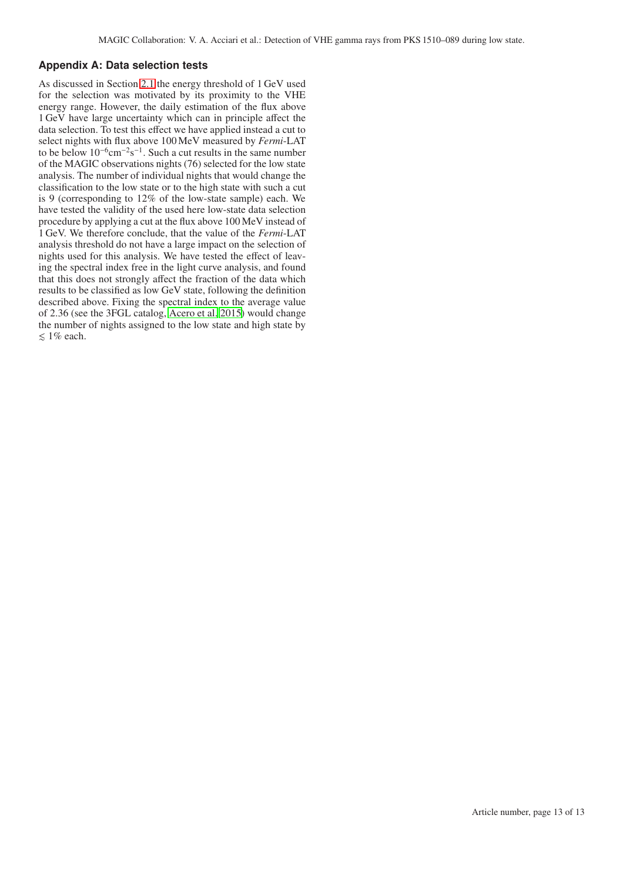## Appendix A: Data selection tests

As discussed in Section 2.1 the energy threshold of 1 GeV used for the selection was motivated by its proximity to the VHE energy range. However, the daily estimation of the flux above 1 GeV have large uncertainty which can in principle affect the data selection. To test this effect we have applied instead a cut to select nights with flux above 100 MeV measured by *Fermi*-LAT to be below $10^{-6}\mathrm{cm}^{-2}\mathrm{s}^{-1}$. Such a cut results in the same number of the MAGIC observations nights (76) selected for the low state analysis. The number of individual nights that would change the classification to the low state or to the high state with such a cut is 9 (corresponding to 12% of the low-state sample) each. We have tested the validity of the used here low-state data selection procedure by applying a cut at the flux above 100 MeV instead of 1 GeV. We therefore conclude, that the value of the *Fermi*-LAT analysis threshold do not have a large impact on the selection of nights used for this analysis. We have tested the effect of leaving the spectral index free in the light curve analysis, and found that this does not strongly affect the fraction of the data which results to be classified as low GeV state, following the definition described above. Fixing the spectral index to the average value of 2.36 (see the 3FGL catalog, Acero et al. 2015) would change the number of nights assigned to the low state and high state by $\lesssim 1\%$ each.